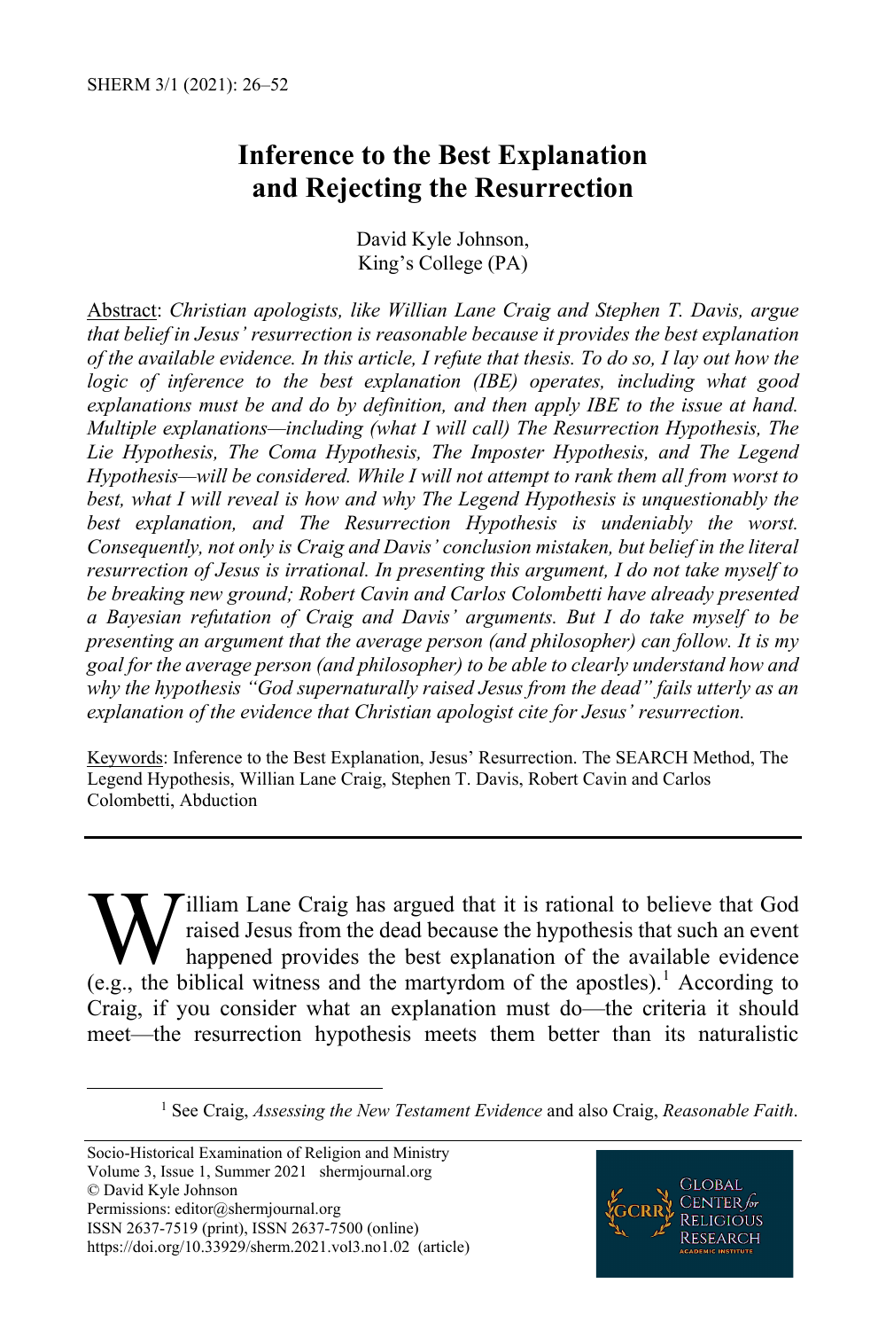# Inference to the Best Explanation and Rejecting the Resurrection

David Kyle Johnson,
King's College (PA)

Abstract: *Christian apologists, like Willian Lane Craig and Stephen T. Davis, argue that belief in Jesus' resurrection is reasonable because it provides the best explanation of the available evidence. In this article, I refute that thesis. To do so, I lay out how the logic of inference to the best explanation (IBE) operates, including what good explanations must be and do by definition, and then apply IBE to the issue at hand. Multiple explanations—including (what I will call) The Resurrection Hypothesis, The Lie Hypothesis, The Coma Hypothesis, The Imposter Hypothesis, and The Legend Hypothesis—will be considered. While I will not attempt to rank them all from worst to best, what I will reveal is how and why The Legend Hypothesis is unquestionably the best explanation, and The Resurrection Hypothesis is undeniably the worst. Consequently, not only is Craig and Davis' conclusion mistaken, but belief in the literal resurrection of Jesus is irrational. In presenting this argument, I do not take myself to be breaking new ground; Robert Cavin and Carlos Colombetti have already presented a Bayesian refutation of Craig and Davis' arguments. But I do take myself to be presenting an argument that the average person (and philosopher) can follow. It is my goal for the average person (and philosopher) to be able to clearly understand how and why the hypothesis "God supernaturally raised Jesus from the dead" fails utterly as an explanation of the evidence that Christian apologist cite for Jesus' resurrection.*

Keywords: Inference to the Best Explanation, Jesus' Resurrection. The SEARCH Method, The Legend Hypothesis, Willian Lane Craig, Stephen T. Davis, Robert Cavin and Carlos Colombetti, Abduction

---

William Lane Craig has argued that it is rational to believe that God raised Jesus from the dead because the hypothesis that such an event happened provides the best explanation of the available evidence (e.g., the biblical witness and the martyrdom of the apostles).[1] According to Craig, if you consider what an explanation must do—the criteria it should meet—the resurrection hypothesis meets them better than its naturalistic

[1] See Craig, *Assessing the New Testament Evidence* and also Craig, *Reasonable Faith*.

Socio-Historical Examination of Religion and Ministry
Volume 3, Issue 1, Summer 2021 shermjournal.org
© David Kyle Johnson
Permissions: editor@shermjournal.org
ISSN 2637-7519 (print), ISSN 2637-7500 (online)
https://doi.org/10.33929/sherm.2021.vol3.no1.02 (article)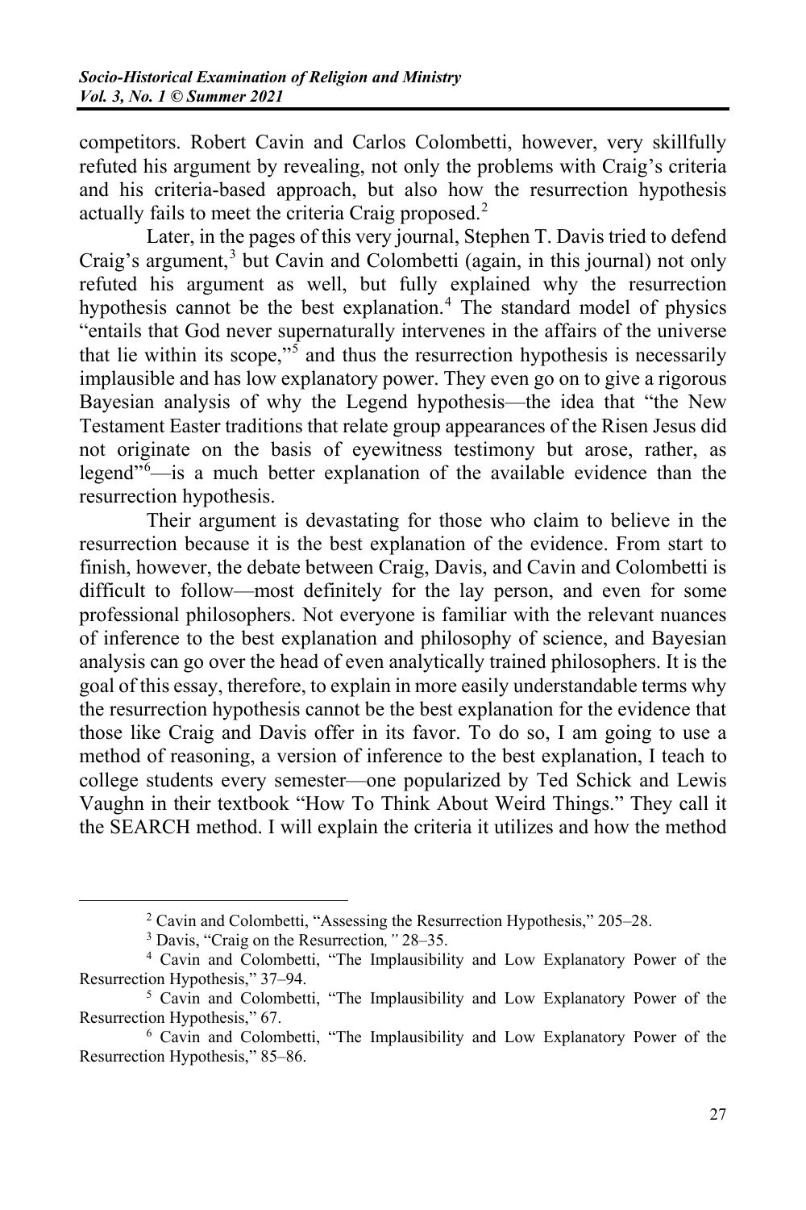competitors. Robert Cavin and Carlos Colombetti, however, very skillfully refuted his argument by revealing, not only the problems with Craig's criteria and his criteria-based approach, but also how the resurrection hypothesis actually fails to meet the criteria Craig proposed.[2]

Later, in the pages of this very journal, Stephen T. Davis tried to defend Craig's argument,[3] but Cavin and Colombetti (again, in this journal) not only refuted his argument as well, but fully explained why the resurrection hypothesis cannot be the best explanation.[4] The standard model of physics "entails that God never supernaturally intervenes in the affairs of the universe that lie within its scope,"[5] and thus the resurrection hypothesis is necessarily implausible and has low explanatory power. They even go on to give a rigorous Bayesian analysis of why the Legend hypothesis—the idea that "the New Testament Easter traditions that relate group appearances of the Risen Jesus did not originate on the basis of eyewitness testimony but arose, rather, as legend"[6]—is a much better explanation of the available evidence than the resurrection hypothesis.

Their argument is devastating for those who claim to believe in the resurrection because it is the best explanation of the evidence. From start to finish, however, the debate between Craig, Davis, and Cavin and Colombetti is difficult to follow—most definitely for the lay person, and even for some professional philosophers. Not everyone is familiar with the relevant nuances of inference to the best explanation and philosophy of science, and Bayesian analysis can go over the head of even analytically trained philosophers. It is the goal of this essay, therefore, to explain in more easily understandable terms why the resurrection hypothesis cannot be the best explanation for the evidence that those like Craig and Davis offer in its favor. To do so, I am going to use a method of reasoning, a version of inference to the best explanation, I teach to college students every semester—one popularized by Ted Schick and Lewis Vaughn in their textbook "How To Think About Weird Things." They call it the SEARCH method. I will explain the criteria it utilizes and how the method

---

[2] Cavin and Colombetti, "Assessing the Resurrection Hypothesis," 205–28.

[3] Davis, "Craig on the Resurrection*,"* 28–35.

[4] Cavin and Colombetti, "The Implausibility and Low Explanatory Power of the Resurrection Hypothesis," 37–94.

[5] Cavin and Colombetti, "The Implausibility and Low Explanatory Power of the Resurrection Hypothesis," 67.

[6] Cavin and Colombetti, "The Implausibility and Low Explanatory Power of the Resurrection Hypothesis," 85–86.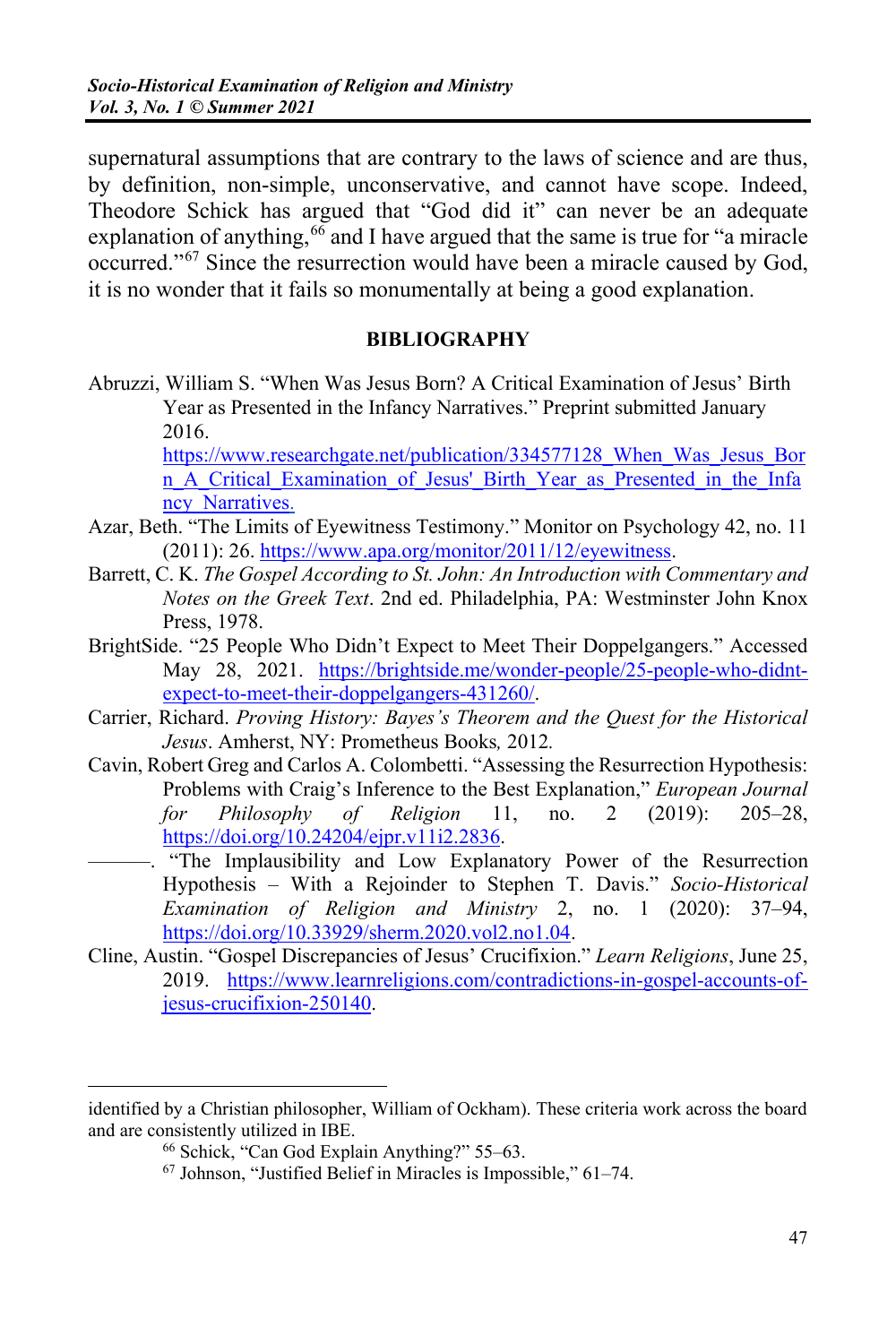supernatural assumptions that are contrary to the laws of science and are thus, by definition, non-simple, unconservative, and cannot have scope. Indeed, Theodore Schick has argued that "God did it" can never be an adequate explanation of anything,[66] and I have argued that the same is true for "a miracle occurred."[67] Since the resurrection would have been a miracle caused by God, it is no wonder that it fails so monumentally at being a good explanation.

## BIBLIOGRAPHY

Abruzzi, William S. "When Was Jesus Born? A Critical Examination of Jesus' Birth Year as Presented in the Infancy Narratives." Preprint submitted January 2016. https://www.researchgate.net/publication/334577128_When_Was_Jesus_Born_A_Critical_Examination_of_Jesus'_Birth_Year_as_Presented_in_the_Infancy_Narratives.

Azar, Beth. "The Limits of Eyewitness Testimony." Monitor on Psychology 42, no. 11 (2011): 26. https://www.apa.org/monitor/2011/12/eyewitness.

Barrett, C. K. *The Gospel According to St. John: An Introduction with Commentary and Notes on the Greek Text*. 2nd ed. Philadelphia, PA: Westminster John Knox Press, 1978.

BrightSide. "25 People Who Didn't Expect to Meet Their Doppelgangers." Accessed May 28, 2021. https://brightside.me/wonder-people/25-people-who-didnt-expect-to-meet-their-doppelgangers-431260/.

Carrier, Richard. *Proving History: Bayes's Theorem and the Quest for the Historical Jesus*. Amherst, NY: Prometheus Books, 2012.

Cavin, Robert Greg and Carlos A. Colombetti. "Assessing the Resurrection Hypothesis: Problems with Craig's Inference to the Best Explanation," *European Journal for Philosophy of Religion* 11, no. 2 (2019): 205–28, https://doi.org/10.24204/ejpr.v11i2.2836.

———. "The Implausibility and Low Explanatory Power of the Resurrection Hypothesis – With a Rejoinder to Stephen T. Davis." *Socio-Historical Examination of Religion and Ministry* 2, no. 1 (2020): 37–94, https://doi.org/10.33929/sherm.2020.vol2.no1.04.

Cline, Austin. "Gospel Discrepancies of Jesus' Crucifixion." *Learn Religions*, June 25, 2019. https://www.learnreligions.com/contradictions-in-gospel-accounts-of-jesus-crucifixion-250140.

---

identified by a Christian philosopher, William of Ockham). These criteria work across the board and are consistently utilized in IBE.

[66] Schick, "Can God Explain Anything?" 55–63.

[67] Johnson, "Justified Belief in Miracles is Impossible," 61–74.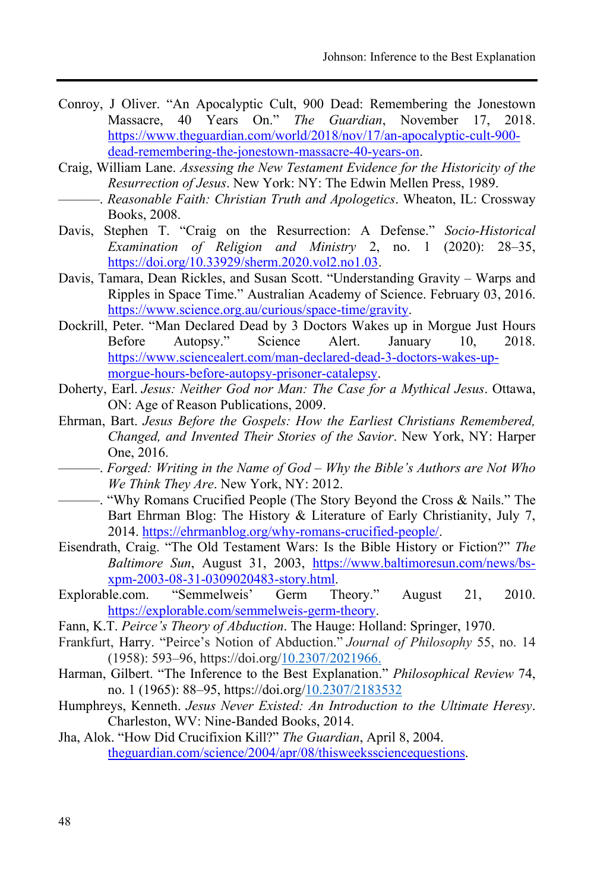Conroy, J Oliver. "An Apocalyptic Cult, 900 Dead: Remembering the Jonestown Massacre, 40 Years On." *The Guardian*, November 17, 2018. https://www.theguardian.com/world/2018/nov/17/an-apocalyptic-cult-900-dead-remembering-the-jonestown-massacre-40-years-on.

Craig, William Lane. *Assessing the New Testament Evidence for the Historicity of the Resurrection of Jesus*. New York: NY: The Edwin Mellen Press, 1989.

———. *Reasonable Faith: Christian Truth and Apologetics*. Wheaton, IL: Crossway Books, 2008.

Davis, Stephen T. "Craig on the Resurrection: A Defense." *Socio-Historical Examination of Religion and Ministry* 2, no. 1 (2020): 28–35, https://doi.org/10.33929/sherm.2020.vol2.no1.03.

Davis, Tamara, Dean Rickles, and Susan Scott. "Understanding Gravity – Warps and Ripples in Space Time." Australian Academy of Science. February 03, 2016. https://www.science.org.au/curious/space-time/gravity.

Dockrill, Peter. "Man Declared Dead by 3 Doctors Wakes up in Morgue Just Hours Before Autopsy." Science Alert. January 10, 2018. https://www.sciencealert.com/man-declared-dead-3-doctors-wakes-up-morgue-hours-before-autopsy-prisoner-catalepsy.

Doherty, Earl. *Jesus: Neither God nor Man: The Case for a Mythical Jesus*. Ottawa, ON: Age of Reason Publications, 2009.

Ehrman, Bart. *Jesus Before the Gospels: How the Earliest Christians Remembered, Changed, and Invented Their Stories of the Savior*. New York, NY: Harper One, 2016.

———. *Forged: Writing in the Name of God – Why the Bible's Authors are Not Who We Think They Are*. New York, NY: 2012.

———. "Why Romans Crucified People (The Story Beyond the Cross & Nails." The Bart Ehrman Blog: The History & Literature of Early Christianity, July 7, 2014. https://ehrmanblog.org/why-romans-crucified-people/.

Eisendrath, Craig. "The Old Testament Wars: Is the Bible History or Fiction?" *The Baltimore Sun*, August 31, 2003, https://www.baltimoresun.com/news/bs-xpm-2003-08-31-0309020483-story.html.

Explorable.com. "Semmelweis' Germ Theory." August 21, 2010. https://explorable.com/semmelweis-germ-theory.

Fann, K.T. *Peirce's Theory of Abduction*. The Hauge: Holland: Springer, 1970.

Frankfurt, Harry. "Peirce's Notion of Abduction." *Journal of Philosophy* 55, no. 14 (1958): 593–96, https://doi.org/10.2307/2021966.

Harman, Gilbert. "The Inference to the Best Explanation." *Philosophical Review* 74, no. 1 (1965): 88–95, https://doi.org/10.2307/2183532

Humphreys, Kenneth. *Jesus Never Existed: An Introduction to the Ultimate Heresy*. Charleston, WV: Nine-Banded Books, 2014.

Jha, Alok. "How Did Crucifixion Kill?" *The Guardian*, April 8, 2004. theguardian.com/science/2004/apr/08/thisweekssciencequestions.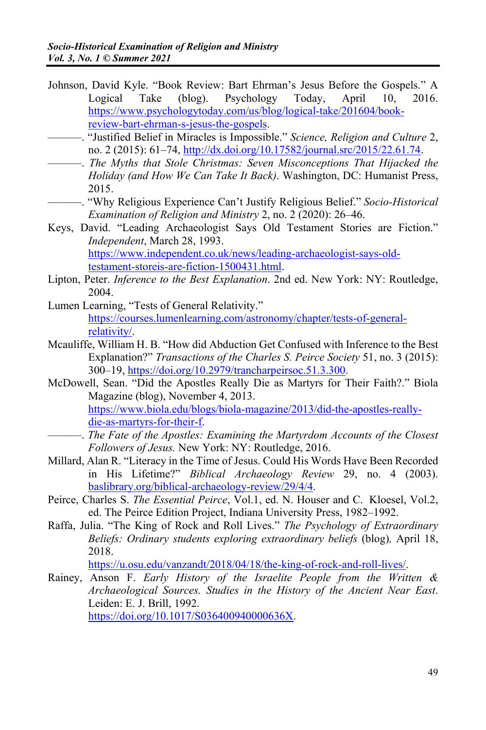Johnson, David Kyle. "Book Review: Bart Ehrman's Jesus Before the Gospels." A Logical Take (blog). Psychology Today, April 10, 2016. https://www.psychologytoday.com/us/blog/logical-take/201604/book-review-bart-ehrman-s-jesus-the-gospels.

———. "Justified Belief in Miracles is Impossible." *Science, Religion and Culture* 2, no. 2 (2015): 61–74, http://dx.doi.org/10.17582/journal.src/2015/22.61.74.

———. *The Myths that Stole Christmas: Seven Misconceptions That Hijacked the Holiday (and How We Can Take It Back)*. Washington, DC: Humanist Press, 2015.

———. "Why Religious Experience Can't Justify Religious Belief." *Socio-Historical Examination of Religion and Ministry* 2, no. 2 (2020): 26–46.

Keys, David. "Leading Archaeologist Says Old Testament Stories are Fiction." *Independent*, March 28, 1993. https://www.independent.co.uk/news/leading-archaeologist-says-old-testament-storeis-are-fiction-1500431.html.

Lipton, Peter. *Inference to the Best Explanation*. 2nd ed. New York: NY: Routledge, 2004.

Lumen Learning, "Tests of General Relativity." https://courses.lumenlearning.com/astronomy/chapter/tests-of-general-relativity/.

Mcauliffe, William H. B. "How did Abduction Get Confused with Inference to the Best Explanation?" *Transactions of the Charles S. Peirce Society* 51, no. 3 (2015): 300–19, https://doi.org/10.2979/trancharpeirsoc.51.3.300.

McDowell, Sean. "Did the Apostles Really Die as Martyrs for Their Faith?." Biola Magazine (blog), November 4, 2013. https://www.biola.edu/blogs/biola-magazine/2013/did-the-apostles-really-die-as-martyrs-for-their-f.

———. *The Fate of the Apostles: Examining the Martyrdom Accounts of the Closest Followers of Jesus.* New York: NY: Routledge, 2016.

Millard, Alan R. "Literacy in the Time of Jesus. Could His Words Have Been Recorded in His Lifetime?" *Biblical Archaeology Review* 29, no. 4 (2003). baslibrary.org/biblical-archaeology-review/29/4/4.

Peirce, Charles S. *The Essential Peirce*, Vol.1, ed. N. Houser and C. Kloesel, Vol.2, ed. The Peirce Edition Project, Indiana University Press, 1982–1992.

Raffa, Julia. "The King of Rock and Roll Lives." *The Psychology of Extraordinary Beliefs: Ordinary students exploring extraordinary beliefs* (blog)*,* April 18, 2018. https://u.osu.edu/vanzandt/2018/04/18/the-king-of-rock-and-roll-lives/.

Rainey, Anson F. *Early History of the Israelite People from the Written & Archaeological Sources. Studies in the History of the Ancient Near East*. Leiden: E. J. Brill, 1992. https://doi.org/10.1017/S036400940000636X.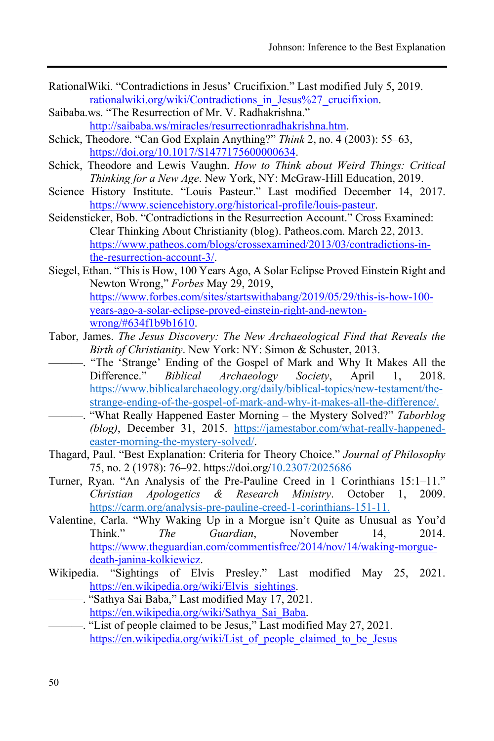RationalWiki. "Contradictions in Jesus' Crucifixion." Last modified July 5, 2019. rationalwiki.org/wiki/Contradictions_in_Jesus%27_crucifixion.

Saibaba.ws. "The Resurrection of Mr. V. Radhakrishna." http://saibaba.ws/miracles/resurrectionradhakrishna.htm.

Schick, Theodore. "Can God Explain Anything?" *Think* 2, no. 4 (2003): 55–63, https://doi.org/10.1017/S1477175600000634.

Schick, Theodore and Lewis Vaughn. *How to Think about Weird Things: Critical Thinking for a New Age*. New York, NY: McGraw-Hill Education, 2019.

Science History Institute. "Louis Pasteur." Last modified December 14, 2017. https://www.sciencehistory.org/historical-profile/louis-pasteur.

Seidensticker, Bob. "Contradictions in the Resurrection Account." Cross Examined: Clear Thinking About Christianity (blog). Patheos.com. March 22, 2013. https://www.patheos.com/blogs/crossexamined/2013/03/contradictions-in-the-resurrection-account-3/.

Siegel, Ethan. "This is How, 100 Years Ago, A Solar Eclipse Proved Einstein Right and Newton Wrong," *Forbes* May 29, 2019, https://www.forbes.com/sites/startswithabang/2019/05/29/this-is-how-100-years-ago-a-solar-eclipse-proved-einstein-right-and-newton-wrong/#634f1b9b1610.

Tabor, James. *The Jesus Discovery: The New Archaeological Find that Reveals the Birth of Christianity*. New York: NY: Simon & Schuster, 2013.

———. "The 'Strange' Ending of the Gospel of Mark and Why It Makes All the Difference." *Biblical Archaeology Society*, April 1, 2018. https://www.biblicalarchaeology.org/daily/biblical-topics/new-testament/the-strange-ending-of-the-gospel-of-mark-and-why-it-makes-all-the-difference/.

———. "What Really Happened Easter Morning – the Mystery Solved?" *Taborblog (blog)*, December 31, 2015. https://jamestabor.com/what-really-happened-easter-morning-the-mystery-solved/.

Thagard, Paul. "Best Explanation: Criteria for Theory Choice." *Journal of Philosophy* 75, no. 2 (1978): 76–92. https://doi.org/10.2307/2025686

Turner, Ryan. "An Analysis of the Pre-Pauline Creed in 1 Corinthians 15:1–11." *Christian Apologetics & Research Ministry*. October 1, 2009. https://carm.org/analysis-pre-pauline-creed-1-corinthians-151-11.

Valentine, Carla. "Why Waking Up in a Morgue isn't Quite as Unusual as You'd Think." *The Guardian*, November 14, 2014. https://www.theguardian.com/commentisfree/2014/nov/14/waking-morgue-death-janina-kolkiewicz.

Wikipedia. "Sightings of Elvis Presley." Last modified May 25, 2021. https://en.wikipedia.org/wiki/Elvis_sightings.

———. "Sathya Sai Baba," Last modified May 17, 2021. https://en.wikipedia.org/wiki/Sathya_Sai_Baba.

———. "List of people claimed to be Jesus," Last modified May 27, 2021. https://en.wikipedia.org/wiki/List_of_people_claimed_to_be_Jesus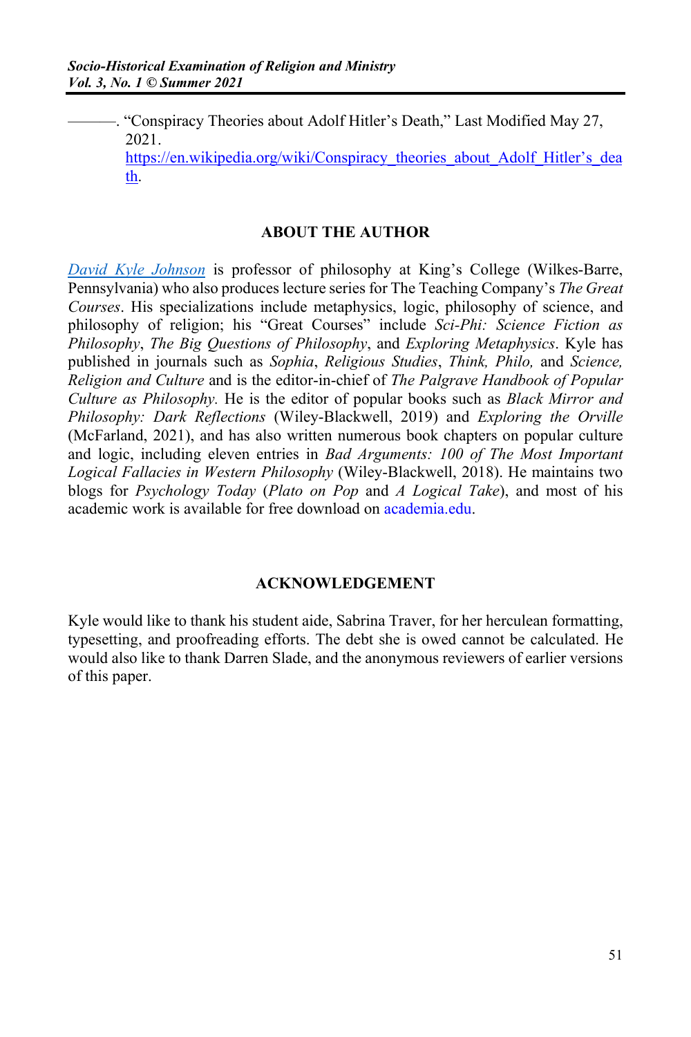———. "Conspiracy Theories about Adolf Hitler's Death," Last Modified May 27, 2021. https://en.wikipedia.org/wiki/Conspiracy_theories_about_Adolf_Hitler's_death.

## ABOUT THE AUTHOR

*David Kyle Johnson* is professor of philosophy at King's College (Wilkes-Barre, Pennsylvania) who also produces lecture series for The Teaching Company's *The Great Courses*. His specializations include metaphysics, logic, philosophy of science, and philosophy of religion; his "Great Courses" include *Sci-Phi: Science Fiction as Philosophy*, *The Big Questions of Philosophy*, and *Exploring Metaphysics*. Kyle has published in journals such as *Sophia*, *Religious Studies*, *Think, Philo,* and *Science, Religion and Culture* and is the editor-in-chief of *The Palgrave Handbook of Popular Culture as Philosophy.* He is the editor of popular books such as *Black Mirror and Philosophy: Dark Reflections* (Wiley-Blackwell, 2019) and *Exploring the Orville* (McFarland, 2021), and has also written numerous book chapters on popular culture and logic, including eleven entries in *Bad Arguments: 100 of The Most Important Logical Fallacies in Western Philosophy* (Wiley-Blackwell, 2018). He maintains two blogs for *Psychology Today* (*Plato on Pop* and *A Logical Take*), and most of his academic work is available for free download on academia.edu.

## ACKNOWLEDGEMENT

Kyle would like to thank his student aide, Sabrina Traver, for her herculean formatting, typesetting, and proofreading efforts. The debt she is owed cannot be calculated. He would also like to thank Darren Slade, and the anonymous reviewers of earlier versions of this paper.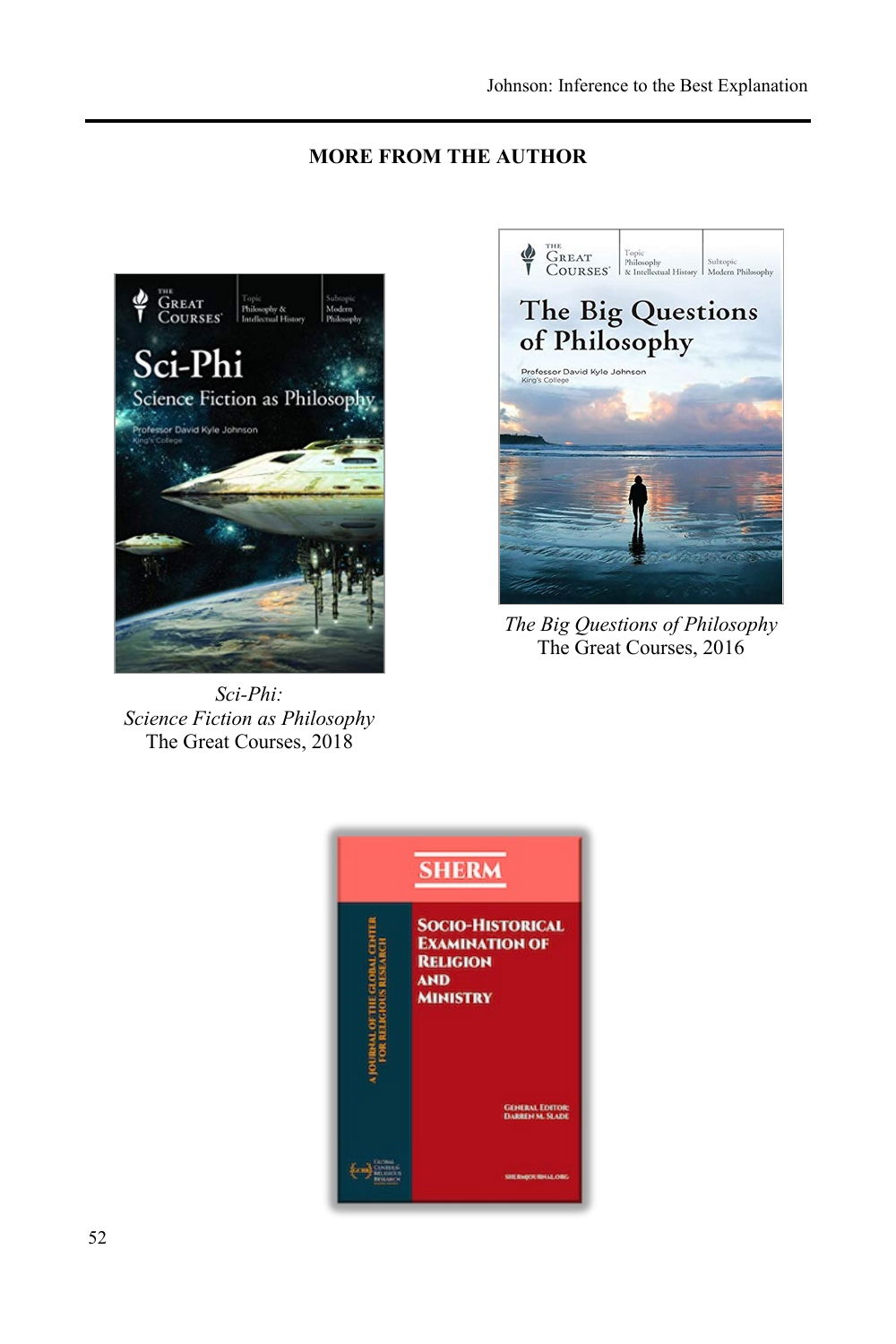## MORE FROM THE AUTHOR

*Sci-Phi: Science Fiction as Philosophy*
The Great Courses, 2018

*The Big Questions of Philosophy*
The Great Courses, 2016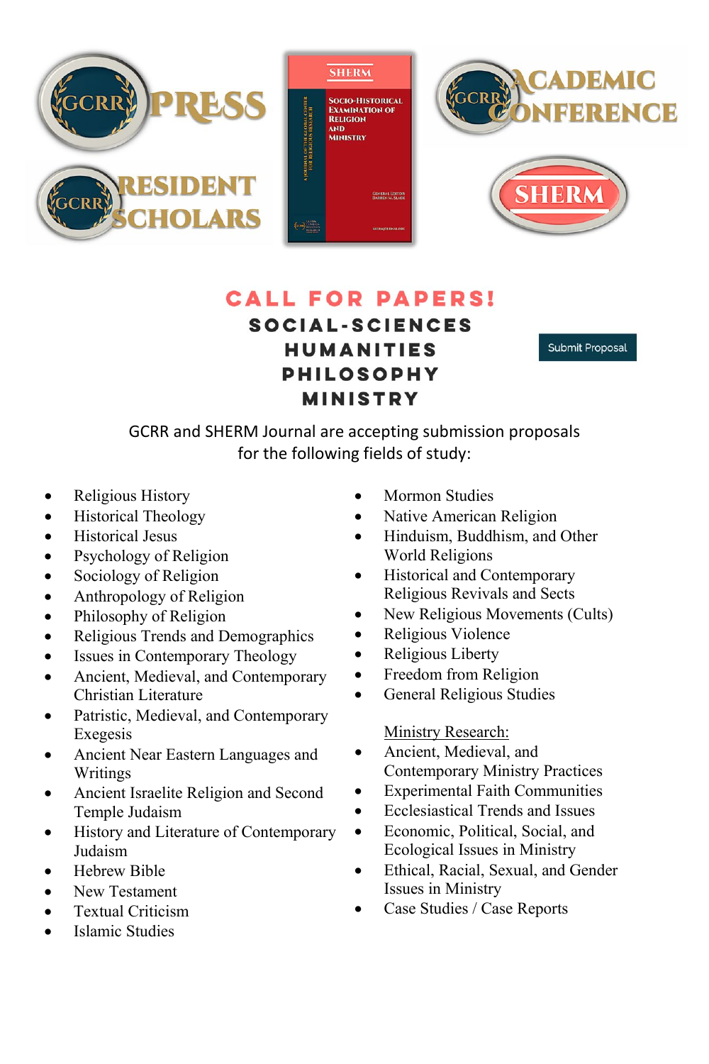GCRR PRESS

SHERM

SOCIO-HISTORICAL EXAMINATION OF RELIGION AND MINISTRY

ACADEMIC CONFERENCE

GCRR RESIDENT SCHOLARS

SHERM

# CALL FOR PAPERS!

## SOCIAL-SCIENCES
## HUMANITIES
## PHILOSOPHY
## MINISTRY

Submit Proposal

GCRR and SHERM Journal are accepting submission proposals for the following fields of study:

- Religious History
- Historical Theology
- Historical Jesus
- Psychology of Religion
- Sociology of Religion
- Anthropology of Religion
- Philosophy of Religion
- Religious Trends and Demographics
- Issues in Contemporary Theology
- Ancient, Medieval, and Contemporary Christian Literature
- Patristic, Medieval, and Contemporary Exegesis
- Ancient Near Eastern Languages and Writings
- Ancient Israelite Religion and Second Temple Judaism
- History and Literature of Contemporary Judaism
- Hebrew Bible
- New Testament
- Textual Criticism
- Islamic Studies
- Mormon Studies
- Native American Religion
- Hinduism, Buddhism, and Other World Religions
- Historical and Contemporary Religious Revivals and Sects
- New Religious Movements (Cults)
- Religious Violence
- Religious Liberty
- Freedom from Religion
- General Religious Studies

Ministry Research:

- Ancient, Medieval, and Contemporary Ministry Practices
- Experimental Faith Communities
- Ecclesiastical Trends and Issues
- Economic, Political, Social, and Ecological Issues in Ministry
- Ethical, Racial, Sexual, and Gender Issues in Ministry
- Case Studies / Case Reports